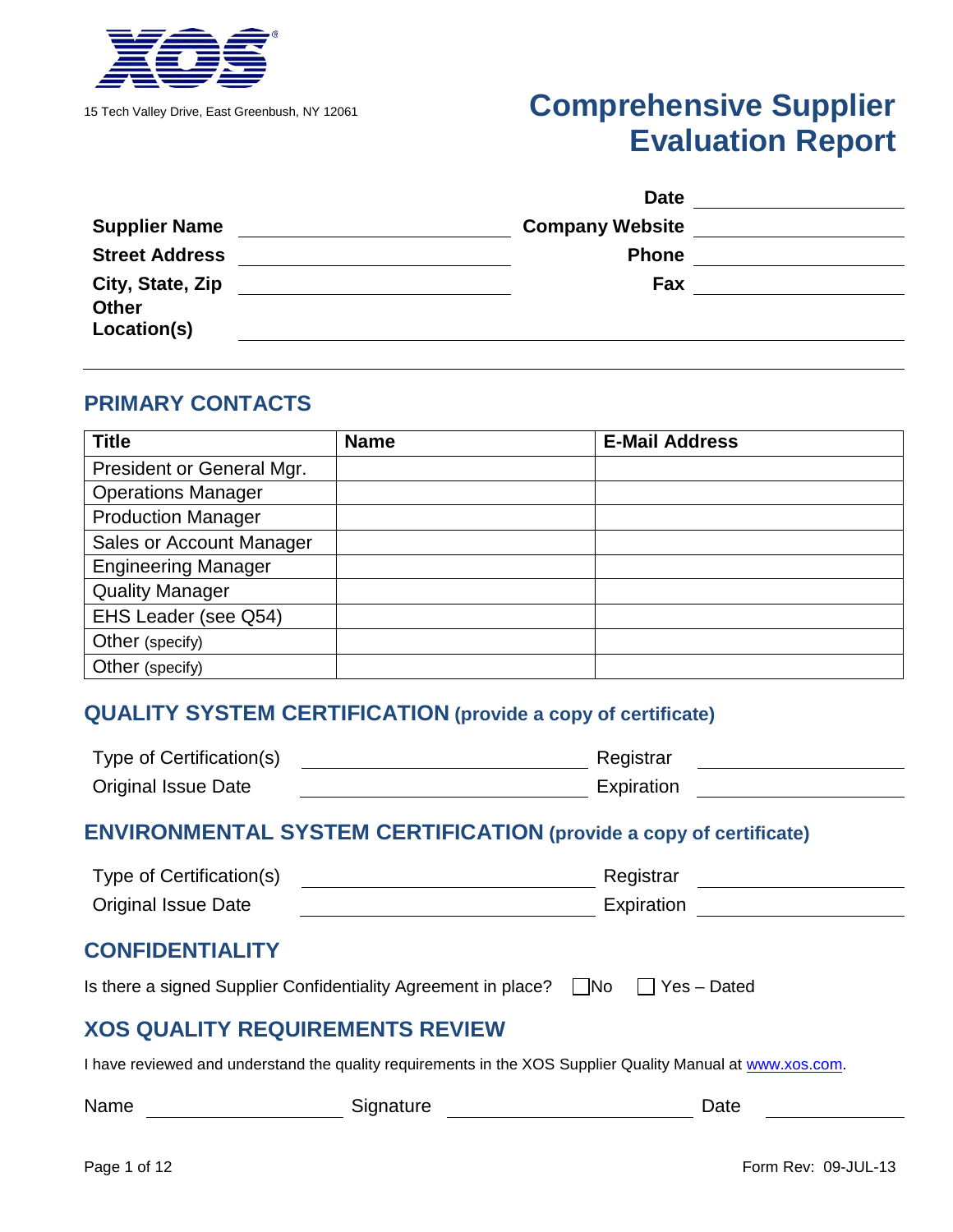15 Tech Valley Drive, East Greenbush, NY 12061

# Comprehensive Supplier Evaluation Report

**Date** ______________________

**Supplier Name** ______________________ **Company Website** ______________________

**Street Address** ______________________ **Phone** ______________________

**City, State, Zip** ______________________ **Fax** ______________________

**Other Location(s)** ______________________________________________

## PRIMARY CONTACTS

| Title | Name | E-Mail Address |
|---|---|---|
| President or General Mgr. | | |
| Operations Manager | | |
| Production Manager | | |
| Sales or Account Manager | | |
| Engineering Manager | | |
| Quality Manager | | |
| EHS Leader (see Q54) | | |
| Other (specify) | | |
| Other (specify) | | |

## QUALITY SYSTEM CERTIFICATION (provide a copy of certificate)

Type of Certification(s) ______________________ Registrar ______________________

Original Issue Date ______________________ Expiration ______________________

## ENVIRONMENTAL SYSTEM CERTIFICATION (provide a copy of certificate)

Type of Certification(s) ______________________ Registrar ______________________

Original Issue Date ______________________ Expiration ______________________

## CONFIDENTIALITY

Is there a signed Supplier Confidentiality Agreement in place? ☐ No ☐ Yes – Dated

## XOS QUALITY REQUIREMENTS REVIEW

I have reviewed and understand the quality requirements in the XOS Supplier Quality Manual at www.xos.com.

Name ______________________ Signature ______________________ Date ______________________

Form Rev: 09-JUL-13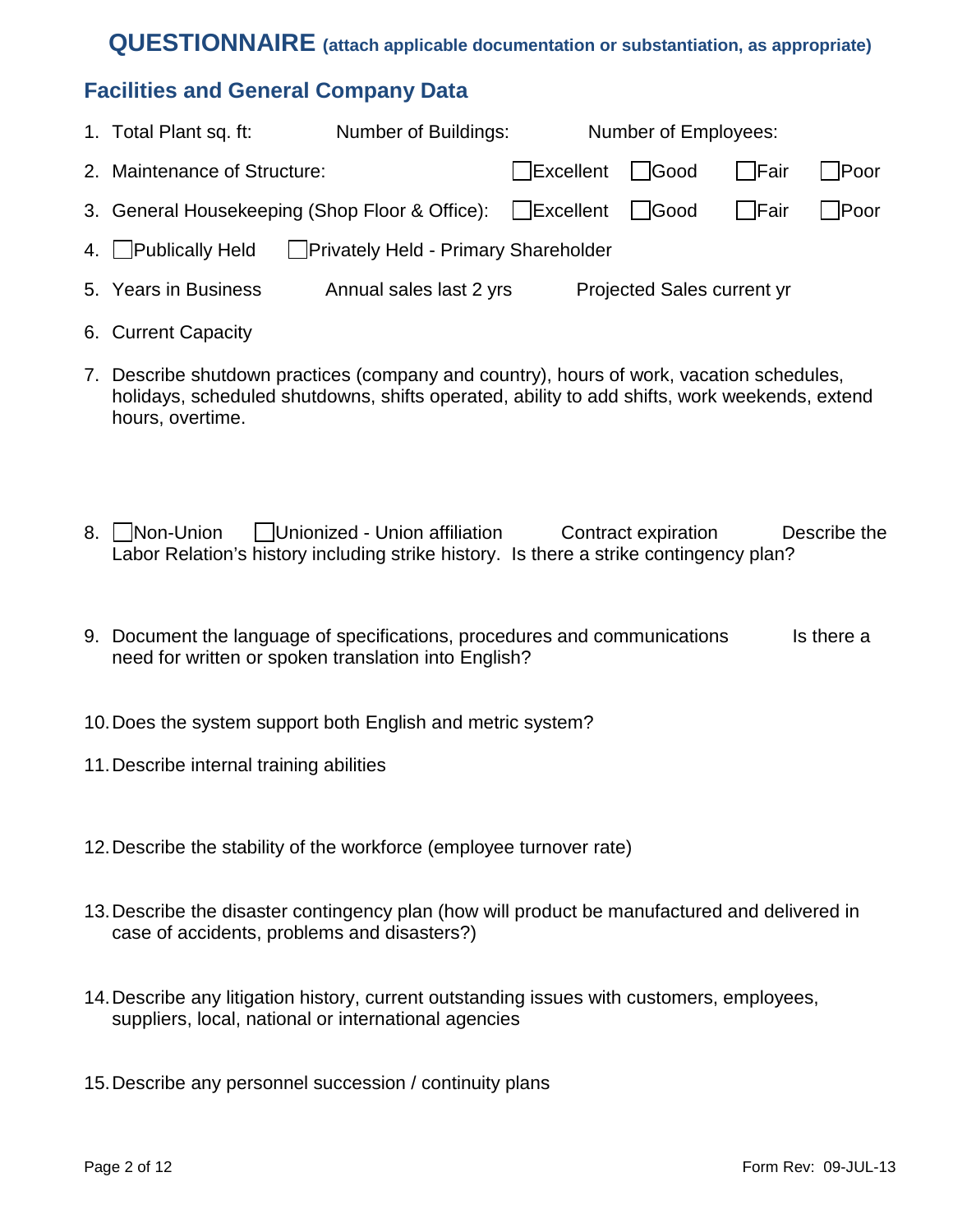## QUESTIONNAIRE (attach applicable documentation or substantiation, as appropriate)

### Facilities and General Company Data

1. Total Plant sq. ft: Number of Buildings: Number of Employees:
2. Maintenance of Structure: ☐Excellent ☐Good ☐Fair ☐Poor
3. General Housekeeping (Shop Floor & Office): ☐Excellent ☐Good ☐Fair ☐Poor
4. ☐Publically Held ☐Privately Held - Primary Shareholder
5. Years in Business Annual sales last 2 yrs Projected Sales current yr
6. Current Capacity
7. Describe shutdown practices (company and country), hours of work, vacation schedules, holidays, scheduled shutdowns, shifts operated, ability to add shifts, work weekends, extend hours, overtime.
8. ☐Non-Union ☐Unionized - Union affiliation Contract expiration Describe the Labor Relation's history including strike history. Is there a strike contingency plan?
9. Document the language of specifications, procedures and communications Is there a need for written or spoken translation into English?
10. Does the system support both English and metric system?
11. Describe internal training abilities
12. Describe the stability of the workforce (employee turnover rate)
13. Describe the disaster contingency plan (how will product be manufactured and delivered in case of accidents, problems and disasters?)
14. Describe any litigation history, current outstanding issues with customers, employees, suppliers, local, national or international agencies
15. Describe any personnel succession / continuity plans

Form Rev: 09-JUL-13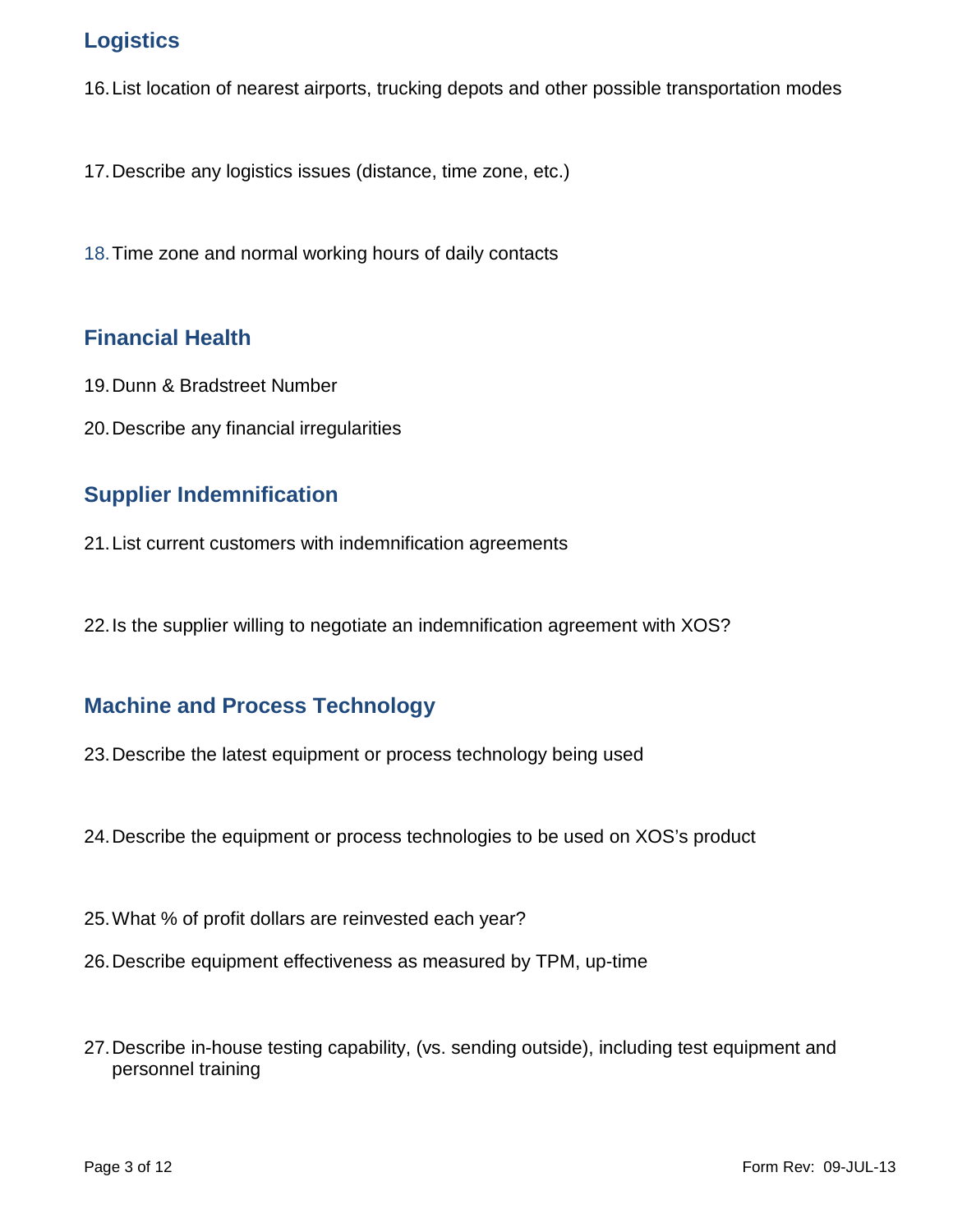## Logistics

16. List location of nearest airports, trucking depots and other possible transportation modes

17. Describe any logistics issues (distance, time zone, etc.)

18. Time zone and normal working hours of daily contacts

## Financial Health

19. Dunn & Bradstreet Number

20. Describe any financial irregularities

## Supplier Indemnification

21. List current customers with indemnification agreements

22. Is the supplier willing to negotiate an indemnification agreement with XOS?

## Machine and Process Technology

23. Describe the latest equipment or process technology being used

24. Describe the equipment or process technologies to be used on XOS's product

25. What % of profit dollars are reinvested each year?

26. Describe equipment effectiveness as measured by TPM, up-time

27. Describe in-house testing capability, (vs. sending outside), including test equipment and personnel training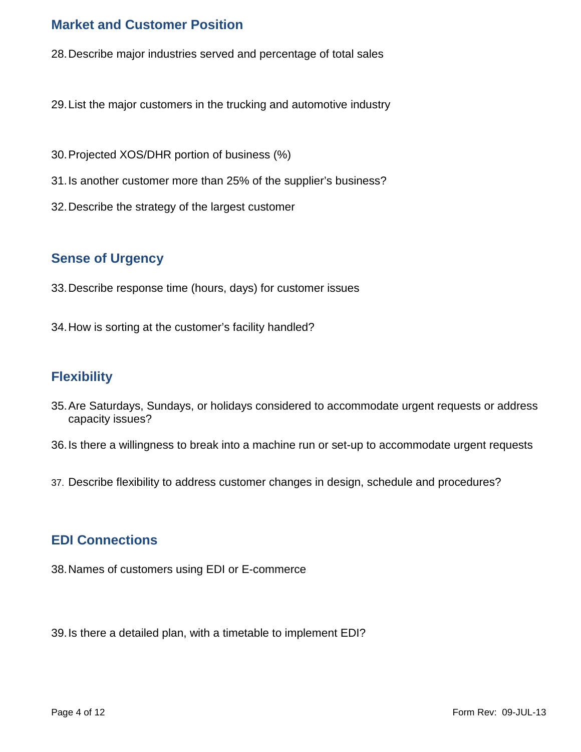## Market and Customer Position

28. Describe major industries served and percentage of total sales

29. List the major customers in the trucking and automotive industry

30. Projected XOS/DHR portion of business (%)

31. Is another customer more than 25% of the supplier's business?

32. Describe the strategy of the largest customer

## Sense of Urgency

33. Describe response time (hours, days) for customer issues

34. How is sorting at the customer's facility handled?

## Flexibility

35. Are Saturdays, Sundays, or holidays considered to accommodate urgent requests or address capacity issues?

36. Is there a willingness to break into a machine run or set-up to accommodate urgent requests

37. Describe flexibility to address customer changes in design, schedule and procedures?

## EDI Connections

38. Names of customers using EDI or E-commerce

39. Is there a detailed plan, with a timetable to implement EDI?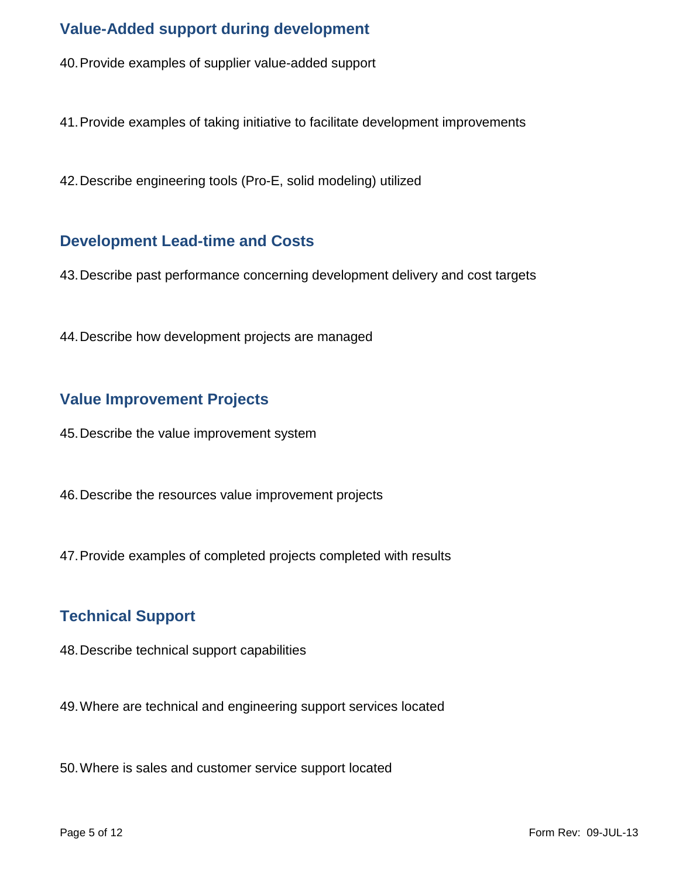## Value-Added support during development

40. Provide examples of supplier value-added support

41. Provide examples of taking initiative to facilitate development improvements

42. Describe engineering tools (Pro-E, solid modeling) utilized

## Development Lead-time and Costs

43. Describe past performance concerning development delivery and cost targets

44. Describe how development projects are managed

## Value Improvement Projects

45. Describe the value improvement system

46. Describe the resources value improvement projects

47. Provide examples of completed projects completed with results

## Technical Support

48. Describe technical support capabilities

49. Where are technical and engineering support services located

50. Where is sales and customer service support located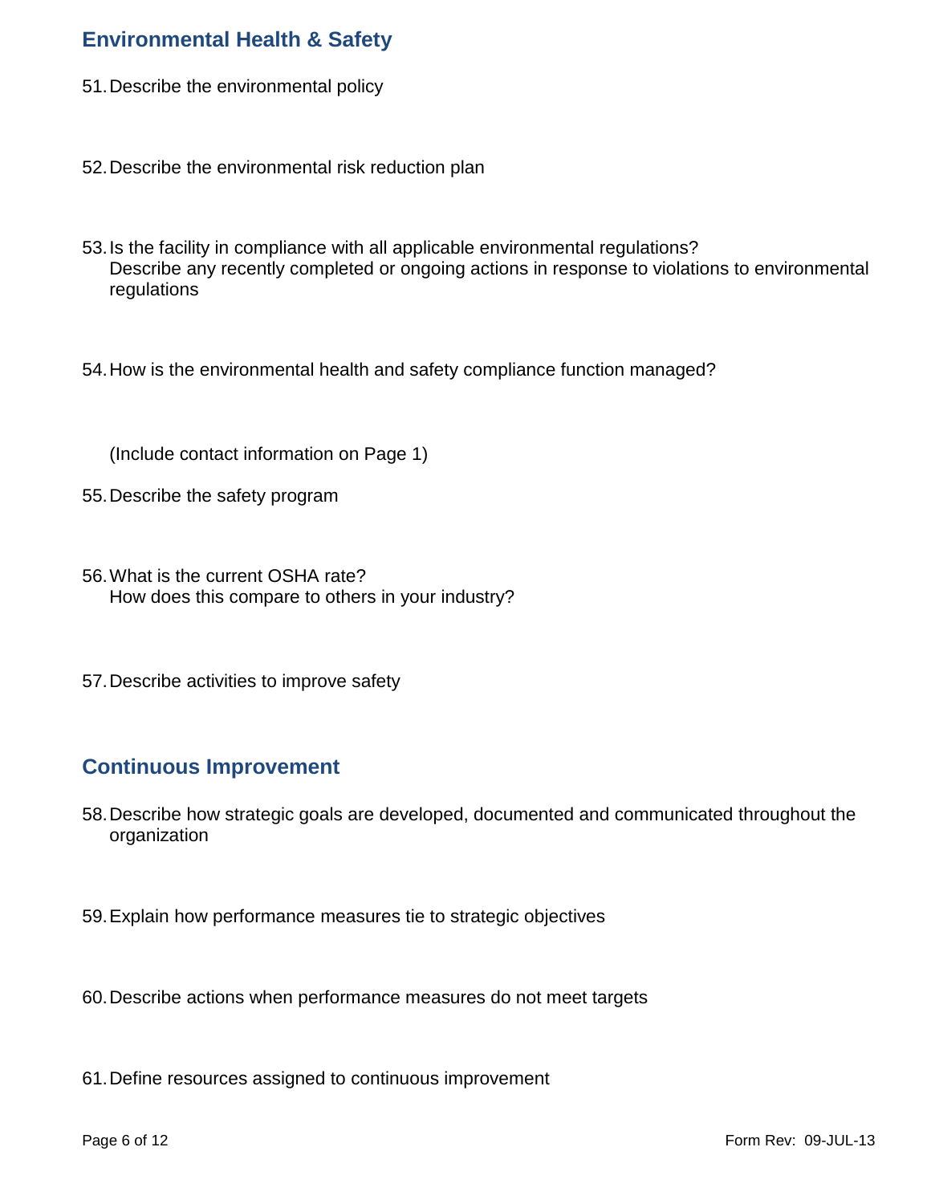## Environmental Health & Safety

51. Describe the environmental policy

52. Describe the environmental risk reduction plan

53. Is the facility in compliance with all applicable environmental regulations?
    Describe any recently completed or ongoing actions in response to violations to environmental regulations

54. How is the environmental health and safety compliance function managed?

    (Include contact information on Page 1)

55. Describe the safety program

56. What is the current OSHA rate?
    How does this compare to others in your industry?

57. Describe activities to improve safety

## Continuous Improvement

58. Describe how strategic goals are developed, documented and communicated throughout the organization

59. Explain how performance measures tie to strategic objectives

60. Describe actions when performance measures do not meet targets

61. Define resources assigned to continuous improvement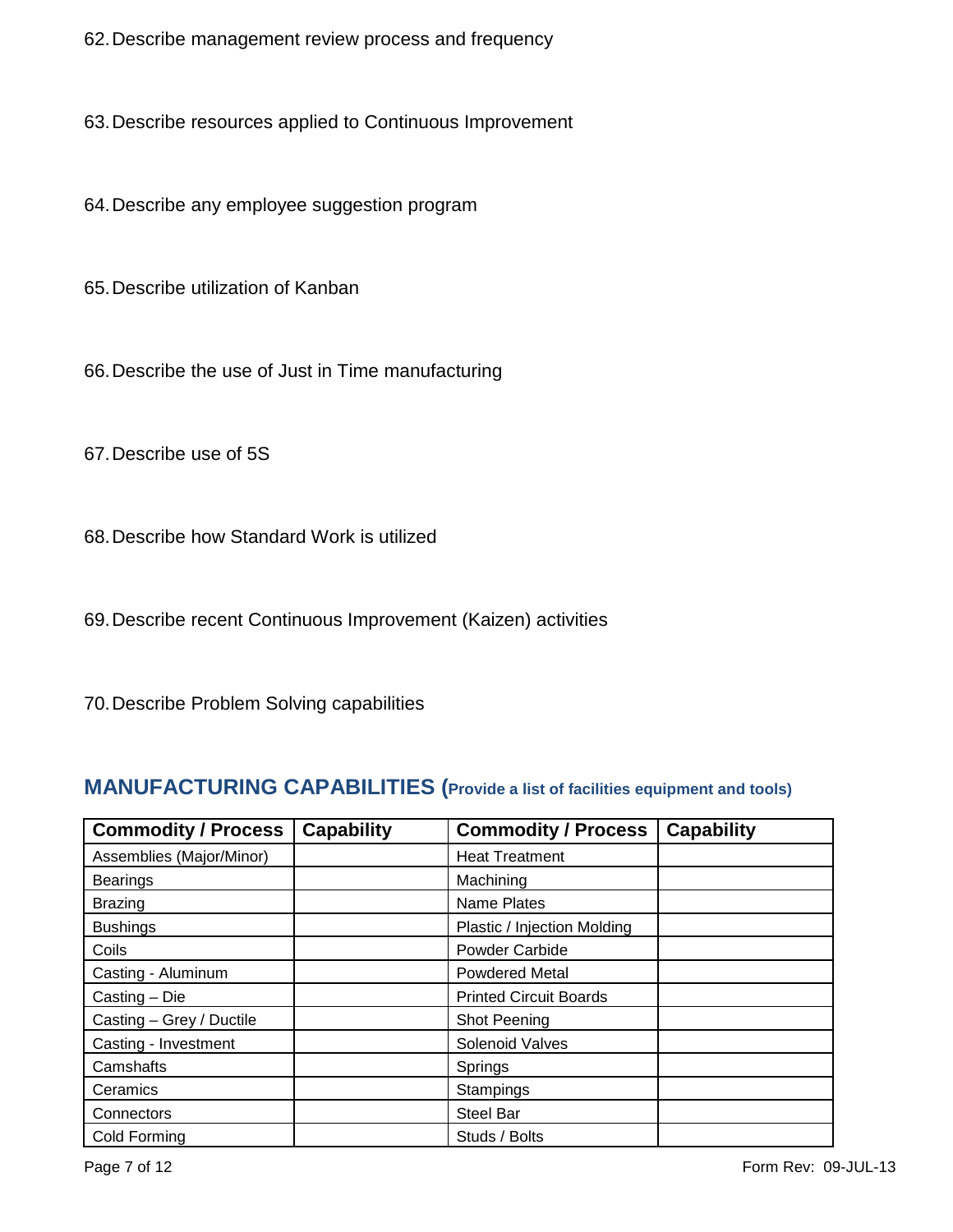62. Describe management review process and frequency

63. Describe resources applied to Continuous Improvement

64. Describe any employee suggestion program

65. Describe utilization of Kanban

66. Describe the use of Just in Time manufacturing

67. Describe use of 5S

68. Describe how Standard Work is utilized

69. Describe recent Continuous Improvement (Kaizen) activities

70. Describe Problem Solving capabilities

## MANUFACTURING CAPABILITIES (Provide a list of facilities equipment and tools)

| Commodity / Process | Capability | Commodity / Process | Capability |
|---|---|---|---|
| Assemblies (Major/Minor) | | Heat Treatment | |
| Bearings | | Machining | |
| Brazing | | Name Plates | |
| Bushings | | Plastic / Injection Molding | |
| Coils | | Powder Carbide | |
| Casting - Aluminum | | Powdered Metal | |
| Casting – Die | | Printed Circuit Boards | |
| Casting – Grey / Ductile | | Shot Peening | |
| Casting - Investment | | Solenoid Valves | |
| Camshafts | | Springs | |
| Ceramics | | Stampings | |
| Connectors | | Steel Bar | |
| Cold Forming | | Studs / Bolts | |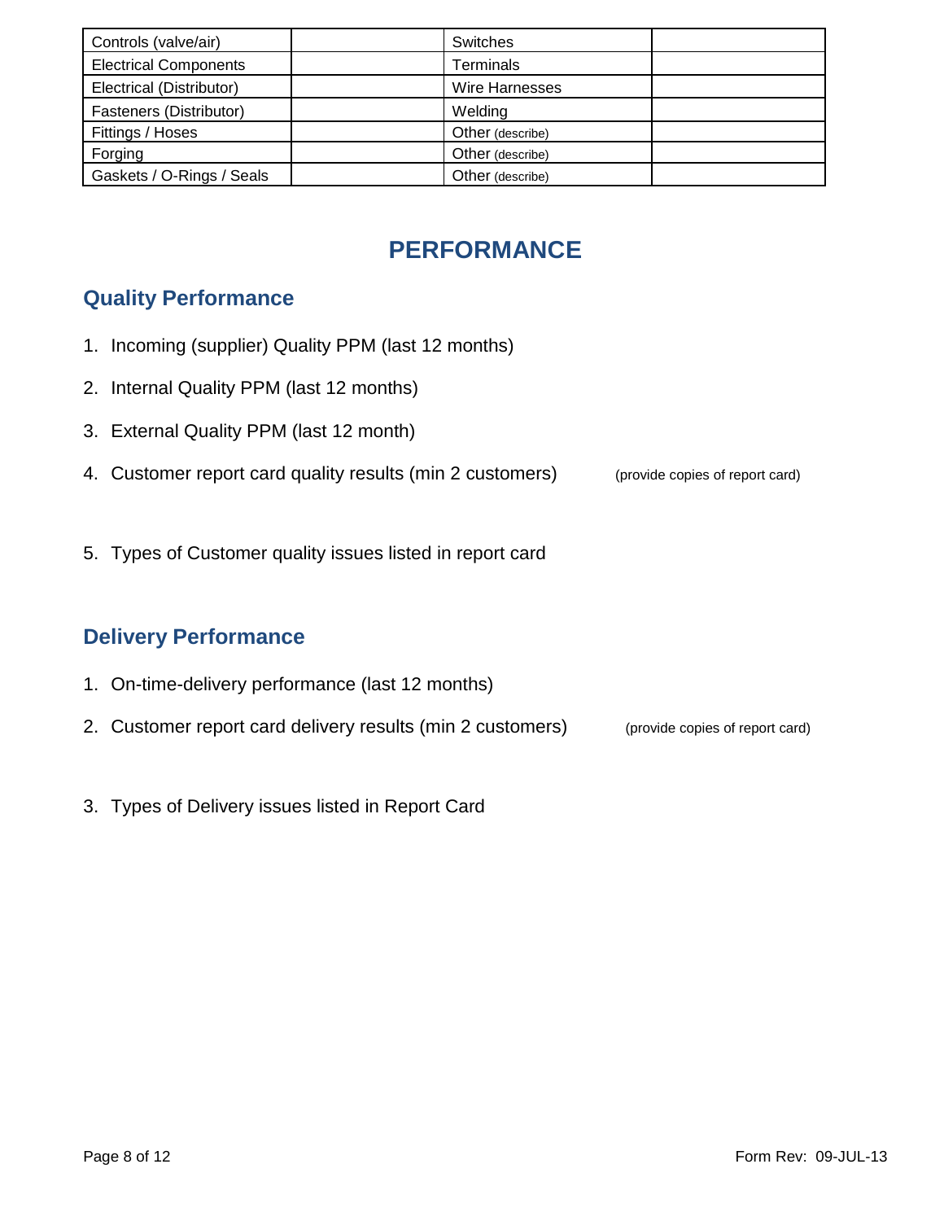| Controls (valve/air) | | Switches | |
|---|---|---|---|
| Electrical Components | | Terminals | |
| Electrical (Distributor) | | Wire Harnesses | |
| Fasteners (Distributor) | | Welding | |
| Fittings / Hoses | | Other (describe) | |
| Forging | | Other (describe) | |
| Gaskets / O-Rings / Seals | | Other (describe) | |

# PERFORMANCE

## Quality Performance

1. Incoming (supplier) Quality PPM (last 12 months)
2. Internal Quality PPM (last 12 months)
3. External Quality PPM (last 12 month)
4. Customer report card quality results (min 2 customers) (provide copies of report card)
5. Types of Customer quality issues listed in report card

## Delivery Performance

1. On-time-delivery performance (last 12 months)
2. Customer report card delivery results (min 2 customers) (provide copies of report card)
3. Types of Delivery issues listed in Report Card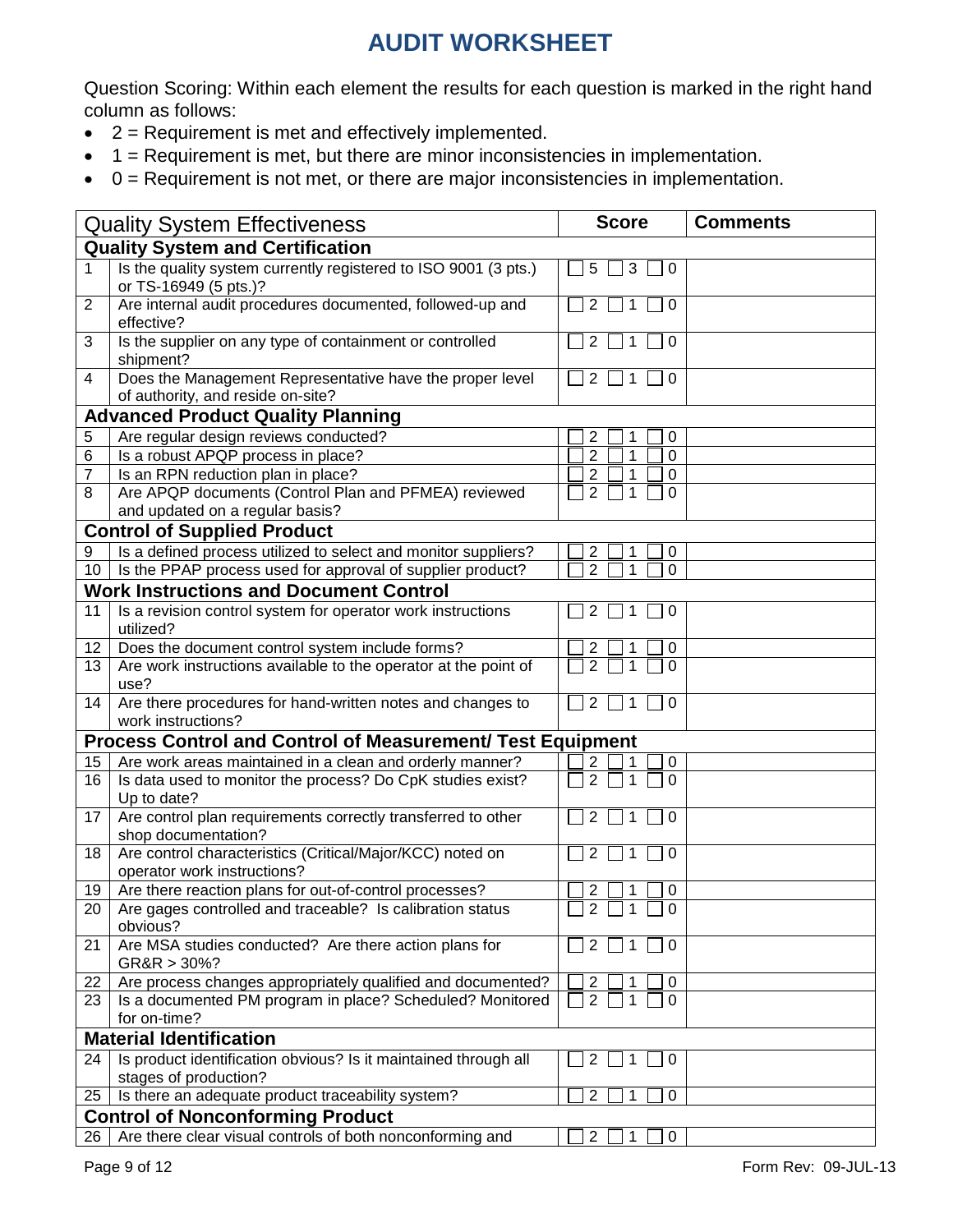# AUDIT WORKSHEET

Question Scoring: Within each element the results for each question is marked in the right hand column as follows:

- 2 = Requirement is met and effectively implemented.
- 1 = Requirement is met, but there are minor inconsistencies in implementation.
- 0 = Requirement is not met, or there are major inconsistencies in implementation.

| | Quality System Effectiveness | Score | Comments |
|---|---|---|---|
| | **Quality System and Certification** | | |
| 1 | Is the quality system currently registered to ISO 9001 (3 pts.) or TS-16949 (5 pts.)? | ☐ 5 ☐ 3 ☐ 0 | |
| 2 | Are internal audit procedures documented, followed-up and effective? | ☐ 2 ☐ 1 ☐ 0 | |
| 3 | Is the supplier on any type of containment or controlled shipment? | ☐ 2 ☐ 1 ☐ 0 | |
| 4 | Does the Management Representative have the proper level of authority, and reside on-site? | ☐ 2 ☐ 1 ☐ 0 | |
| | **Advanced Product Quality Planning** | | |
| 5 | Are regular design reviews conducted? | ☐ 2 ☐ 1 ☐ 0 | |
| 6 | Is a robust APQP process in place? | ☐ 2 ☐ 1 ☐ 0 | |
| 7 | Is an RPN reduction plan in place? | ☐ 2 ☐ 1 ☐ 0 | |
| 8 | Are APQP documents (Control Plan and PFMEA) reviewed and updated on a regular basis? | ☐ 2 ☐ 1 ☐ 0 | |
| | **Control of Supplied Product** | | |
| 9 | Is a defined process utilized to select and monitor suppliers? | ☐ 2 ☐ 1 ☐ 0 | |
| 10 | Is the PPAP process used for approval of supplier product? | ☐ 2 ☐ 1 ☐ 0 | |
| | **Work Instructions and Document Control** | | |
| 11 | Is a revision control system for operator work instructions utilized? | ☐ 2 ☐ 1 ☐ 0 | |
| 12 | Does the document control system include forms? | ☐ 2 ☐ 1 ☐ 0 | |
| 13 | Are work instructions available to the operator at the point of use? | ☐ 2 ☐ 1 ☐ 0 | |
| 14 | Are there procedures for hand-written notes and changes to work instructions? | ☐ 2 ☐ 1 ☐ 0 | |
| | **Process Control and Control of Measurement/ Test Equipment** | | |
| 15 | Are work areas maintained in a clean and orderly manner? | ☐ 2 ☐ 1 ☐ 0 | |
| 16 | Is data used to monitor the process? Do CpK studies exist? Up to date? | ☐ 2 ☐ 1 ☐ 0 | |
| 17 | Are control plan requirements correctly transferred to other shop documentation? | ☐ 2 ☐ 1 ☐ 0 | |
| 18 | Are control characteristics (Critical/Major/KCC) noted on operator work instructions? | ☐ 2 ☐ 1 ☐ 0 | |
| 19 | Are there reaction plans for out-of-control processes? | ☐ 2 ☐ 1 ☐ 0 | |
| 20 | Are gages controlled and traceable? Is calibration status obvious? | ☐ 2 ☐ 1 ☐ 0 | |
| 21 | Are MSA studies conducted? Are there action plans for GR&R > 30%? | ☐ 2 ☐ 1 ☐ 0 | |
| 22 | Are process changes appropriately qualified and documented? | ☐ 2 ☐ 1 ☐ 0 | |
| 23 | Is a documented PM program in place? Scheduled? Monitored for on-time? | ☐ 2 ☐ 1 ☐ 0 | |
| | **Material Identification** | | |
| 24 | Is product identification obvious? Is it maintained through all stages of production? | ☐ 2 ☐ 1 ☐ 0 | |
| 25 | Is there an adequate product traceability system? | ☐ 2 ☐ 1 ☐ 0 | |
| | **Control of Nonconforming Product** | | |
| 26 | Are there clear visual controls of both nonconforming and | ☐ 2 ☐ 1 ☐ 0 | |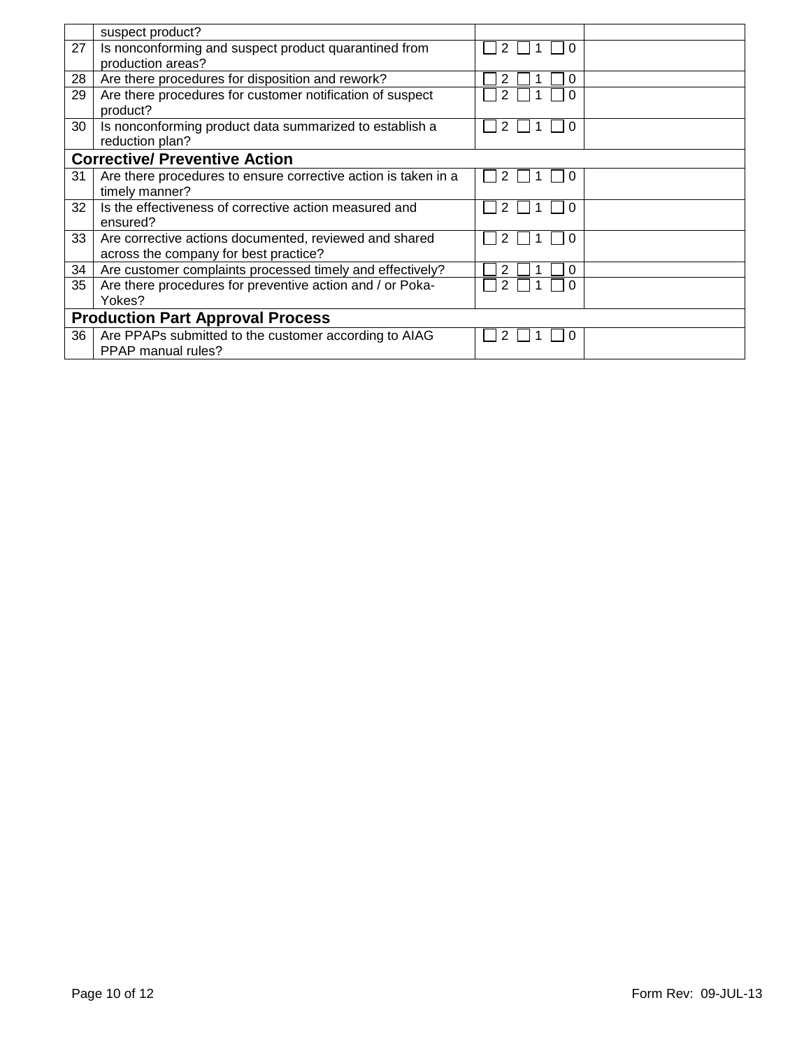|  |  |  |  |
|---|---|---|---|
|  | suspect product? |  |  |
| 27 | Is nonconforming and suspect product quarantined from production areas? | ☐ 2 ☐ 1 ☐ 0 |  |
| 28 | Are there procedures for disposition and rework? | ☐ 2 ☐ 1 ☐ 0 |  |
| 29 | Are there procedures for customer notification of suspect product? | ☐ 2 ☐ 1 ☐ 0 |  |
| 30 | Is nonconforming product data summarized to establish a reduction plan? | ☐ 2 ☐ 1 ☐ 0 |  |
| **Corrective/ Preventive Action** |  |  |  |
| 31 | Are there procedures to ensure corrective action is taken in a timely manner? | ☐ 2 ☐ 1 ☐ 0 |  |
| 32 | Is the effectiveness of corrective action measured and ensured? | ☐ 2 ☐ 1 ☐ 0 |  |
| 33 | Are corrective actions documented, reviewed and shared across the company for best practice? | ☐ 2 ☐ 1 ☐ 0 |  |
| 34 | Are customer complaints processed timely and effectively? | ☐ 2 ☐ 1 ☐ 0 |  |
| 35 | Are there procedures for preventive action and / or Poka-Yokes? | ☐ 2 ☐ 1 ☐ 0 |  |
| **Production Part Approval Process** |  |  |  |
| 36 | Are PPAPs submitted to the customer according to AIAG PPAP manual rules? | ☐ 2 ☐ 1 ☐ 0 |  |

Form Rev: 09-JUL-13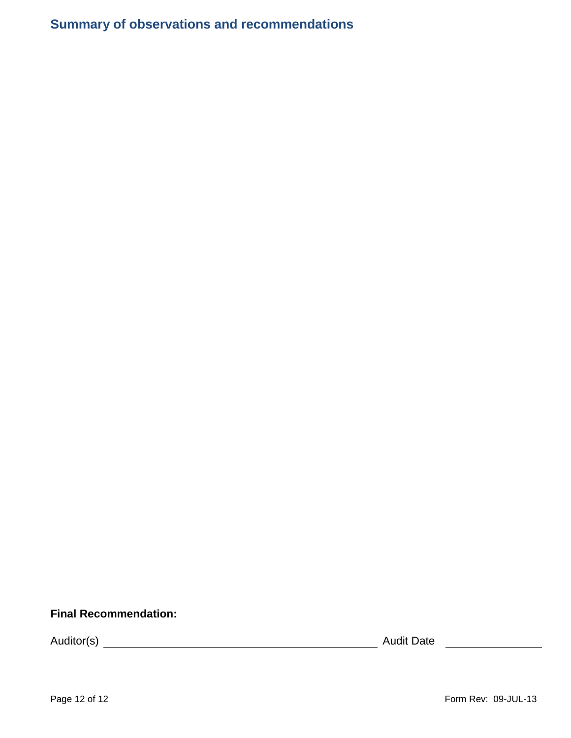## Summary of observations and recommendations

**Final Recommendation:**

Auditor(s) \_\_\_\_\_\_\_\_\_\_\_\_\_\_\_\_\_\_\_\_\_\_\_\_\_\_\_\_\_\_\_\_\_\_\_\_\_\_\_\_ Audit Date \_\_\_\_\_\_\_\_\_\_\_\_\_\_\_\_

Form Rev: 09-JUL-13